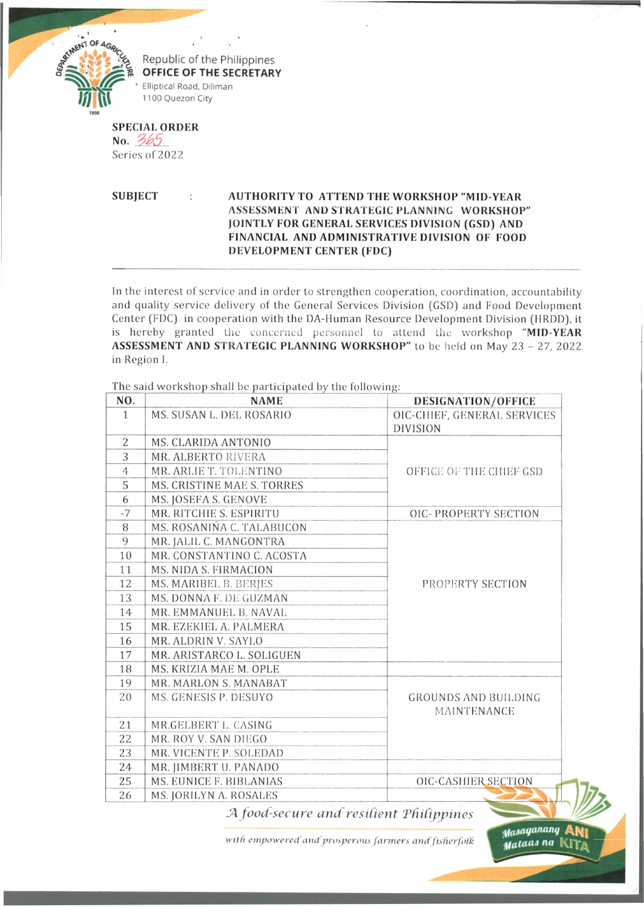Republic of the Philippines
**OFFICE OF THE SECRETARY**
Elliptical Road, Diliman
1100 Quezon City

**SPECIAL ORDER**
**No.** 365
Series of 2022

**SUBJECT** : **AUTHORITY TO ATTEND THE WORKSHOP "MID-YEAR ASSESSMENT AND STRATEGIC PLANNING WORKSHOP" JOINTLY FOR GENERAL SERVICES DIVISION (GSD) AND FINANCIAL AND ADMINISTRATIVE DIVISION OF FOOD DEVELOPMENT CENTER (FDC)**

---

In the interest of service and in order to strengthen cooperation, coordination, accountability and quality service delivery of the General Services Division (GSD) and Food Development Center (FDC) in cooperation with the DA-Human Resource Development Division (HRDD), it is hereby granted the concerned personnel to attend the workshop "**MID-YEAR ASSESSMENT AND STRATEGIC PLANNING WORKSHOP"** to be held on May 23 – 27, 2022 in Region I.

The said workshop shall be participated by the following:

| NO. | NAME | DESIGNATION/OFFICE |
|---|---|---|
| 1 | MS. SUSAN L. DEL ROSARIO | OIC-CHIEF, GENERAL SERVICES DIVISION |
| 2 | MS. CLARIDA ANTONIO | OFFICE OF THE CHIEF GSD |
| 3 | MR. ALBERTO RIVERA | |
| 4 | MR. ARLIE T. TOLENTINO | |
| 5 | MS. CRISTINE MAE S. TORRES | |
| 6 | MS. JOSEFA S. GENOVE | |
| 7 | MR. RITCHIE S. ESPIRITU | OIC- PROPERTY SECTION |
| 8 | MS. ROSANIÑA C. TALABUCON | PROPERTY SECTION |
| 9 | MR. JALIL C. MANGONTRA | |
| 10 | MR. CONSTANTINO C. ACOSTA | |
| 11 | MS. NIDA S. FIRMACION | |
| 12 | MS. MARIBEL B. BERJES | |
| 13 | MS. DONNA F. DE GUZMAN | |
| 14 | MR. EMMANUEL B. NAVAL | |
| 15 | MR. EZEKIEL A. PALMERA | |
| 16 | MR. ALDRIN V. SAYLO | |
| 17 | MR. ARISTARCO L. SOLIGUEN | |
| 18 | MS. KRIZIA MAE M. OPLE | |
| 19 | MR. MARLON S. MANABAT | GROUNDS AND BUILDING MAINTENANCE |
| 20 | MS. GENESIS P. DESUYO | |
| 21 | MR.GELBERT L. CASING | |
| 22 | MR. ROY V. SAN DIEGO | |
| 23 | MR. VICENTE P. SOLEDAD | |
| 24 | MR. JIMBERT U. PANADO | |
| 25 | MS. EUNICE F. BIBLANIAS | OIC-CASHIER SECTION |
| 26 | MS. JORILYN A. ROSALES | |

*A food-secure and resilient Philippines*
*with empowered and prosperous farmers and fisherfolk*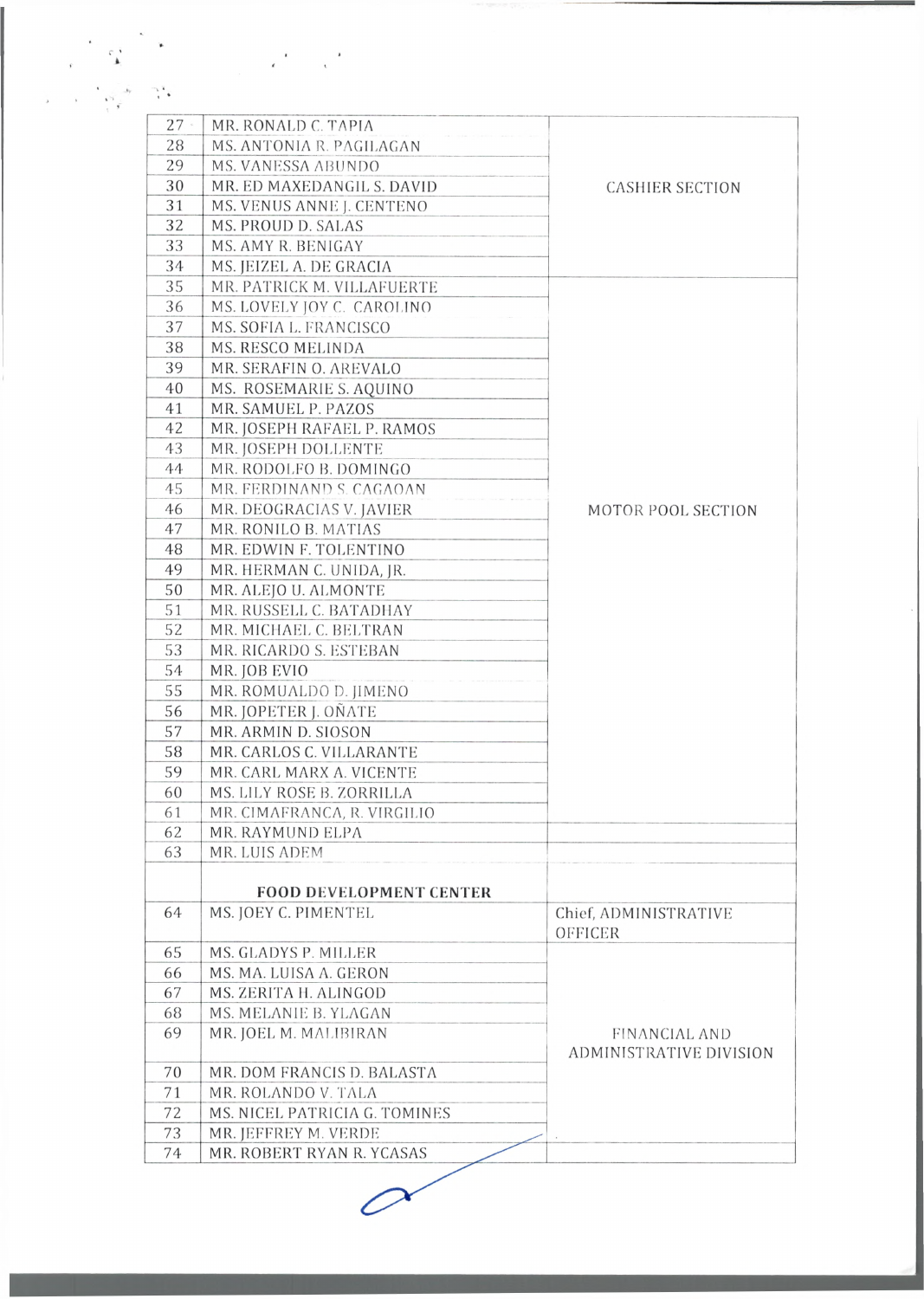| | | |
|---|---|---|
| 27 | MR. RONALD C. TAPIA | CASHIER SECTION |
| 28 | MS. ANTONIA R. PAGILAGAN | |
| 29 | MS. VANESSA ABUNDO | |
| 30 | MR. ED MAXEDANGIL S. DAVID | |
| 31 | MS. VENUS ANNE J. CENTENO | |
| 32 | MS. PROUD D. SALAS | |
| 33 | MS. AMY R. BENIGAY | |
| 34 | MS. JEIZEL A. DE GRACIA | |
| 35 | MR. PATRICK M. VILLAFUERTE | MOTOR POOL SECTION |
| 36 | MS. LOVELY JOY C. CAROLINO | |
| 37 | MS. SOFIA L. FRANCISCO | |
| 38 | MS. RESCO MELINDA | |
| 39 | MR. SERAFIN O. AREVALO | |
| 40 | MS. ROSEMARIE S. AQUINO | |
| 41 | MR. SAMUEL P. PAZOS | |
| 42 | MR. JOSEPH RAFAEL P. RAMOS | |
| 43 | MR. JOSEPH DOLLENTE | |
| 44 | MR. RODOLFO B. DOMINGO | |
| 45 | MR. FERDINAND S. CAGAOAN | |
| 46 | MR. DEOGRACIAS V. JAVIER | |
| 47 | MR. RONILO B. MATIAS | |
| 48 | MR. EDWIN F. TOLENTINO | |
| 49 | MR. HERMAN C. UNIDA, JR. | |
| 50 | MR. ALEJO U. ALMONTE | |
| 51 | MR. RUSSELL C. BATADHAY | |
| 52 | MR. MICHAEL C. BELTRAN | |
| 53 | MR. RICARDO S. ESTEBAN | |
| 54 | MR. JOB EVIO | |
| 55 | MR. ROMUALDO D. JIMENO | |
| 56 | MR. JOPETER J. OÑATE | |
| 57 | MR. ARMIN D. SIOSON | |
| 58 | MR. CARLOS C. VILLARANTE | |
| 59 | MR. CARL MARX A. VICENTE | |
| 60 | MS. LILY ROSE B. ZORRILLA | |
| 61 | MR. CIMAFRANCA, R. VIRGILIO | |
| 62 | MR. RAYMUND ELPA | |
| 63 | MR. LUIS ADEM | |
| | **FOOD DEVELOPMENT CENTER** | |
| 64 | MS. JOEY C. PIMENTEL | Chief, ADMINISTRATIVE OFFICER |
| 65 | MS. GLADYS P. MILLER | FINANCIAL AND ADMINISTRATIVE DIVISION |
| 66 | MS. MA. LUISA A. GERON | |
| 67 | MS. ZERITA H. ALINGOD | |
| 68 | MS. MELANIE B. YLAGAN | |
| 69 | MR. JOEL M. MALIBIRAN | |
| 70 | MR. DOM FRANCIS D. BALASTA | |
| 71 | MR. ROLANDO V. TALA | |
| 72 | MS. NICEL PATRICIA G. TOMINES | |
| 73 | MR. JEFFREY M. VERDE | |
| 74 | MR. ROBERT RYAN R. YCASAS | |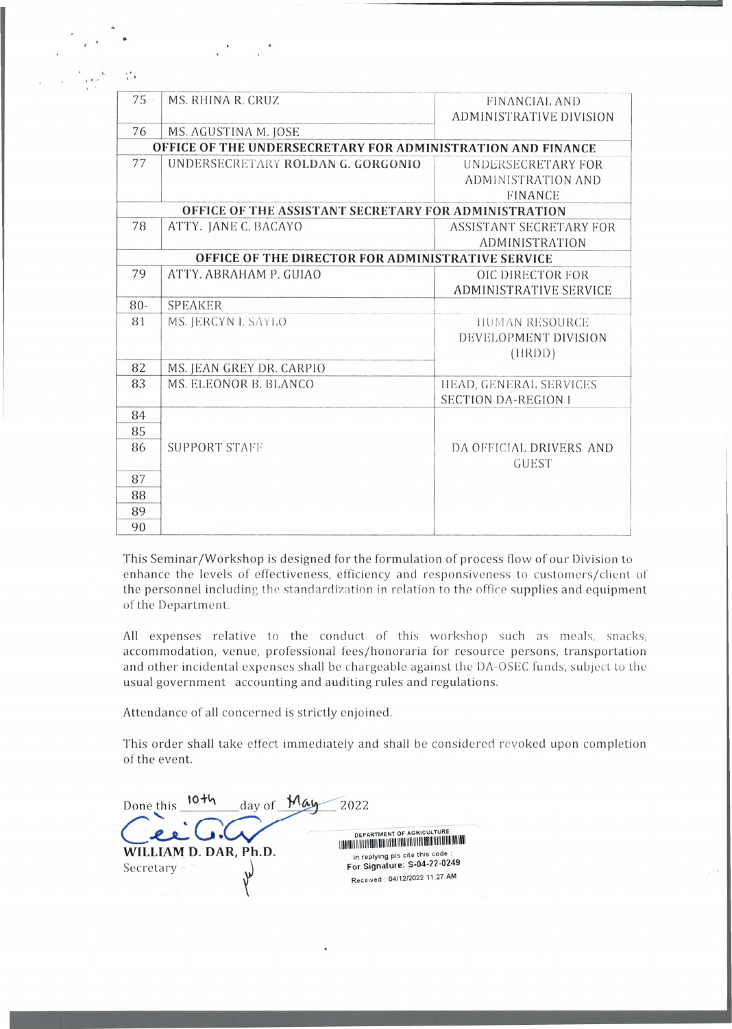| | | |
|---|---|---|
| 75 | MS. RHINA R. CRUZ | FINANCIAL AND ADMINISTRATIVE DIVISION |
| 76 | MS. AGUSTINA M. JOSE | |
| **OFFICE OF THE UNDERSECRETARY FOR ADMINISTRATION AND FINANCE** | | |
| 77 | UNDERSECRETARY **ROLDAN G. GORGONIO** | UNDERSECRETARY FOR ADMINISTRATION AND FINANCE |
| **OFFICE OF THE ASSISTANT SECRETARY FOR ADMINISTRATION** | | |
| 78 | ATTY. JANE C. BACAYO | ASSISTANT SECRETARY FOR ADMINISTRATION |
| **OFFICE OF THE DIRECTOR FOR ADMINISTRATIVE SERVICE** | | |
| 79 | ATTY. ABRAHAM P. GUIAO | OIC DIRECTOR FOR ADMINISTRATIVE SERVICE |
| 80- | SPEAKER | |
| 81 | MS. JERCYN L. SAYLO | HUMAN RESOURCE DEVELOPMENT DIVISION (HRDD) |
| 82 | MS. JEAN GREY DR. CARPIO | |
| 83 | MS. ELEONOR B. BLANCO | HEAD, GENERAL SERVICES SECTION DA-REGION I |
| 84 | SUPPORT STAFF | DA OFFICIAL DRIVERS AND GUEST |
| 85 | | |
| 86 | | |
| 87 | | |
| 88 | | |
| 89 | | |
| 90 | | |

This Seminar/Workshop is designed for the formulation of process flow of our Division to enhance the levels of effectiveness, efficiency and responsiveness to customers/client of the personnel including the standardization in relation to the office supplies and equipment of the Department.

All expenses relative to the conduct of this workshop such as meals, snacks, accommodation, venue, professional fees/honoraria for resource persons, transportation and other incidental expenses shall be chargeable against the DA-OSEC funds, subject to the usual government accounting and auditing rules and regulations.

Attendance of all concerned is strictly enjoined.

This order shall take effect immediately and shall be considered revoked upon completion of the event.

Done this 10th day of May 2022

**WILLIAM D. DAR, Ph.D.**
Secretary

DEPARTMENT OF AGRICULTURE
in replying pls cite this code :
For Signature: S-04-22-0249
Received : 04/12/2022 11:27 AM